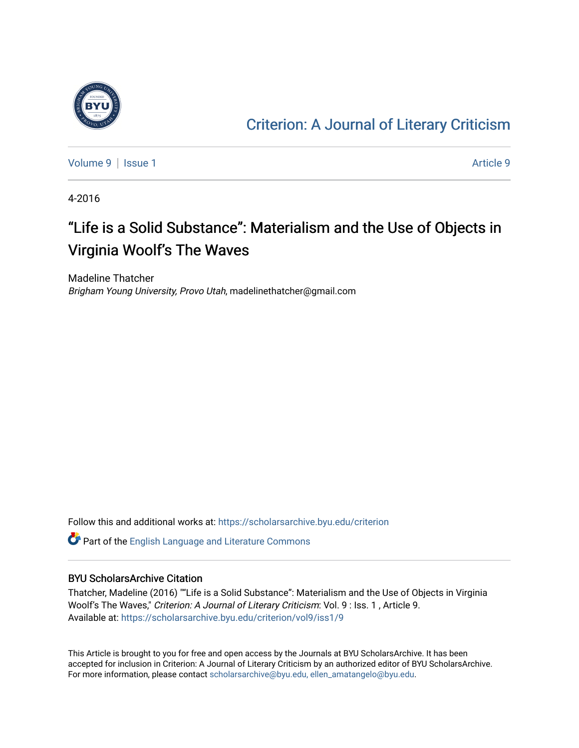[Criterion: A Journal of Literary Criticism](https://scholarsarchive.byu.edu/criterion)

Volume 9 | Issue 1 Article 9

4-2016

# "Life is a Solid Substance": Materialism and the Use of Objects in Virginia Woolf's The Waves

Madeline Thatcher
*Brigham Young University, Provo Utah*, madelinethatcher@gmail.com

Follow this and additional works at: https://scholarsarchive.byu.edu/criterion

Part of the English Language and Literature Commons

## BYU ScholarsArchive Citation

Thatcher, Madeline (2016) ""Life is a Solid Substance": Materialism and the Use of Objects in Virginia Woolf's The Waves," *Criterion: A Journal of Literary Criticism*: Vol. 9 : Iss. 1 , Article 9.
Available at: https://scholarsarchive.byu.edu/criterion/vol9/iss1/9

This Article is brought to you for free and open access by the Journals at BYU ScholarsArchive. It has been accepted for inclusion in Criterion: A Journal of Literary Criticism by an authorized editor of BYU ScholarsArchive. For more information, please contact scholarsarchive@byu.edu, ellen_amatangelo@byu.edu.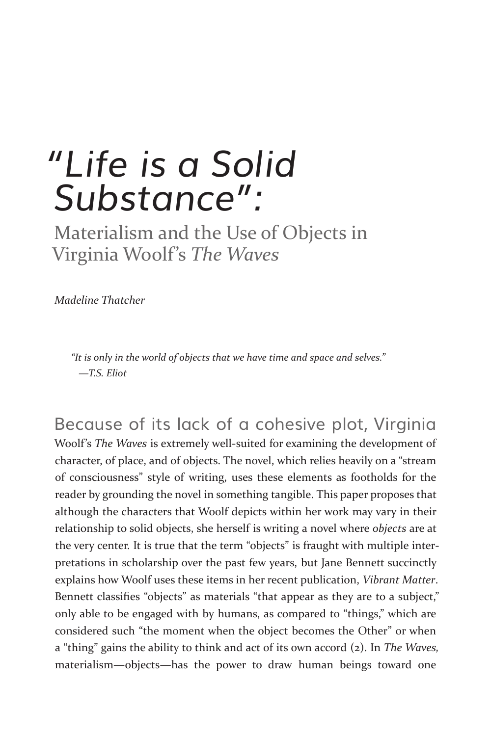# "Life is a Solid Substance": Materialism and the Use of Objects in Virginia Woolf's *The Waves*

*Madeline Thatcher*

> *"It is only in the world of objects that we have time and space and selves."*
> *—T.S. Eliot*

Because of its lack of a cohesive plot, Virginia Woolf's *The Waves* is extremely well-suited for examining the development of character, of place, and of objects. The novel, which relies heavily on a "stream of consciousness" style of writing, uses these elements as footholds for the reader by grounding the novel in something tangible. This paper proposes that although the characters that Woolf depicts within her work may vary in their relationship to solid objects, she herself is writing a novel where *objects* are at the very center. It is true that the term "objects" is fraught with multiple interpretations in scholarship over the past few years, but Jane Bennett succinctly explains how Woolf uses these items in her recent publication, *Vibrant Matter*. Bennett classifies "objects" as materials "that appear as they are to a subject," only able to be engaged with by humans, as compared to "things," which are considered such "the moment when the object becomes the Other" or when a "thing" gains the ability to think and act of its own accord (2). In *The Waves,* materialism—objects—has the power to draw human beings toward one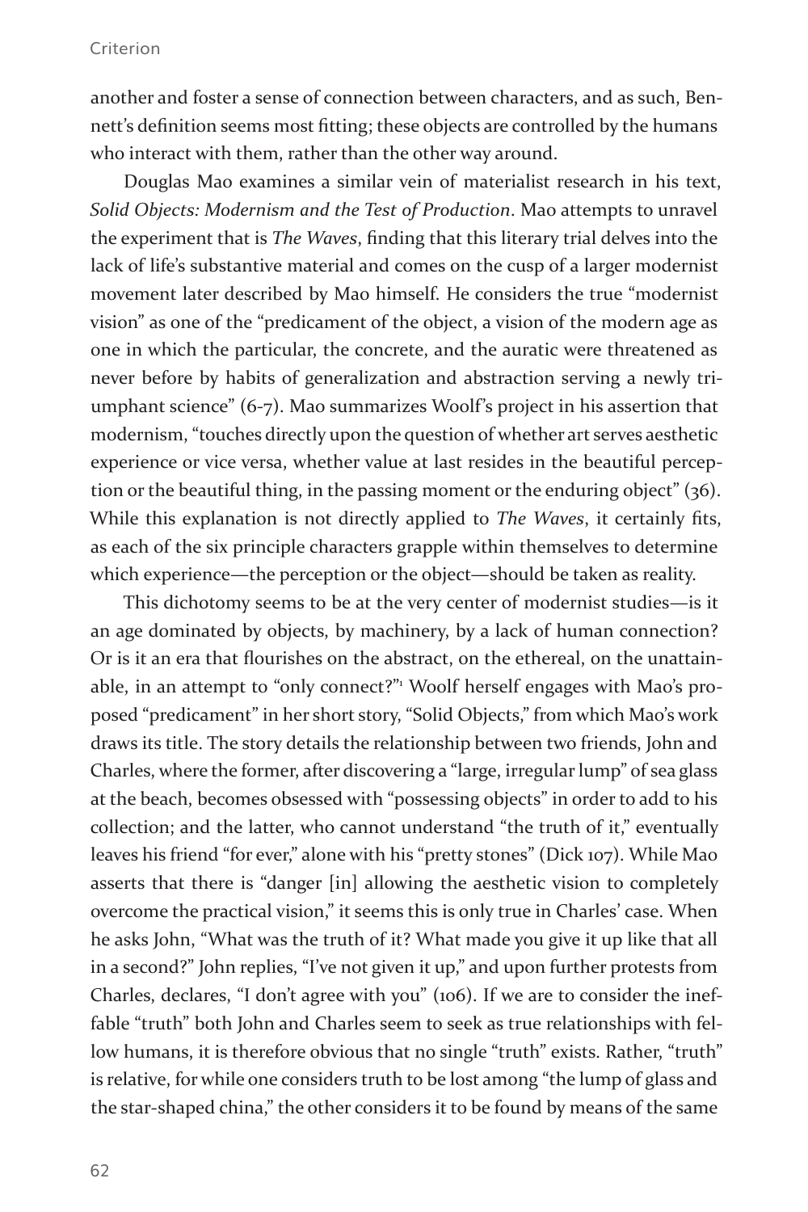another and foster a sense of connection between characters, and as such, Bennett's definition seems most fitting; these objects are controlled by the humans who interact with them, rather than the other way around.

Douglas Mao examines a similar vein of materialist research in his text, *Solid Objects: Modernism and the Test of Production*. Mao attempts to unravel the experiment that is *The Waves*, finding that this literary trial delves into the lack of life's substantive material and comes on the cusp of a larger modernist movement later described by Mao himself. He considers the true "modernist vision" as one of the "predicament of the object, a vision of the modern age as one in which the particular, the concrete, and the auratic were threatened as never before by habits of generalization and abstraction serving a newly triumphant science" (6-7). Mao summarizes Woolf's project in his assertion that modernism, "touches directly upon the question of whether art serves aesthetic experience or vice versa, whether value at last resides in the beautiful perception or the beautiful thing, in the passing moment or the enduring object" (36). While this explanation is not directly applied to *The Waves*, it certainly fits, as each of the six principle characters grapple within themselves to determine which experience—the perception or the object—should be taken as reality.

This dichotomy seems to be at the very center of modernist studies—is it an age dominated by objects, by machinery, by a lack of human connection? Or is it an era that flourishes on the abstract, on the ethereal, on the unattainable, in an attempt to "only connect?"[1] Woolf herself engages with Mao's proposed "predicament" in her short story, "Solid Objects," from which Mao's work draws its title. The story details the relationship between two friends, John and Charles, where the former, after discovering a "large, irregular lump" of sea glass at the beach, becomes obsessed with "possessing objects" in order to add to his collection; and the latter, who cannot understand "the truth of it," eventually leaves his friend "for ever," alone with his "pretty stones" (Dick 107). While Mao asserts that there is "danger [in] allowing the aesthetic vision to completely overcome the practical vision," it seems this is only true in Charles' case. When he asks John, "What was the truth of it? What made you give it up like that all in a second?" John replies, "I've not given it up," and upon further protests from Charles, declares, "I don't agree with you" (106). If we are to consider the ineffable "truth" both John and Charles seem to seek as true relationships with fellow humans, it is therefore obvious that no single "truth" exists. Rather, "truth" is relative, for while one considers truth to be lost among "the lump of glass and the star-shaped china," the other considers it to be found by means of the same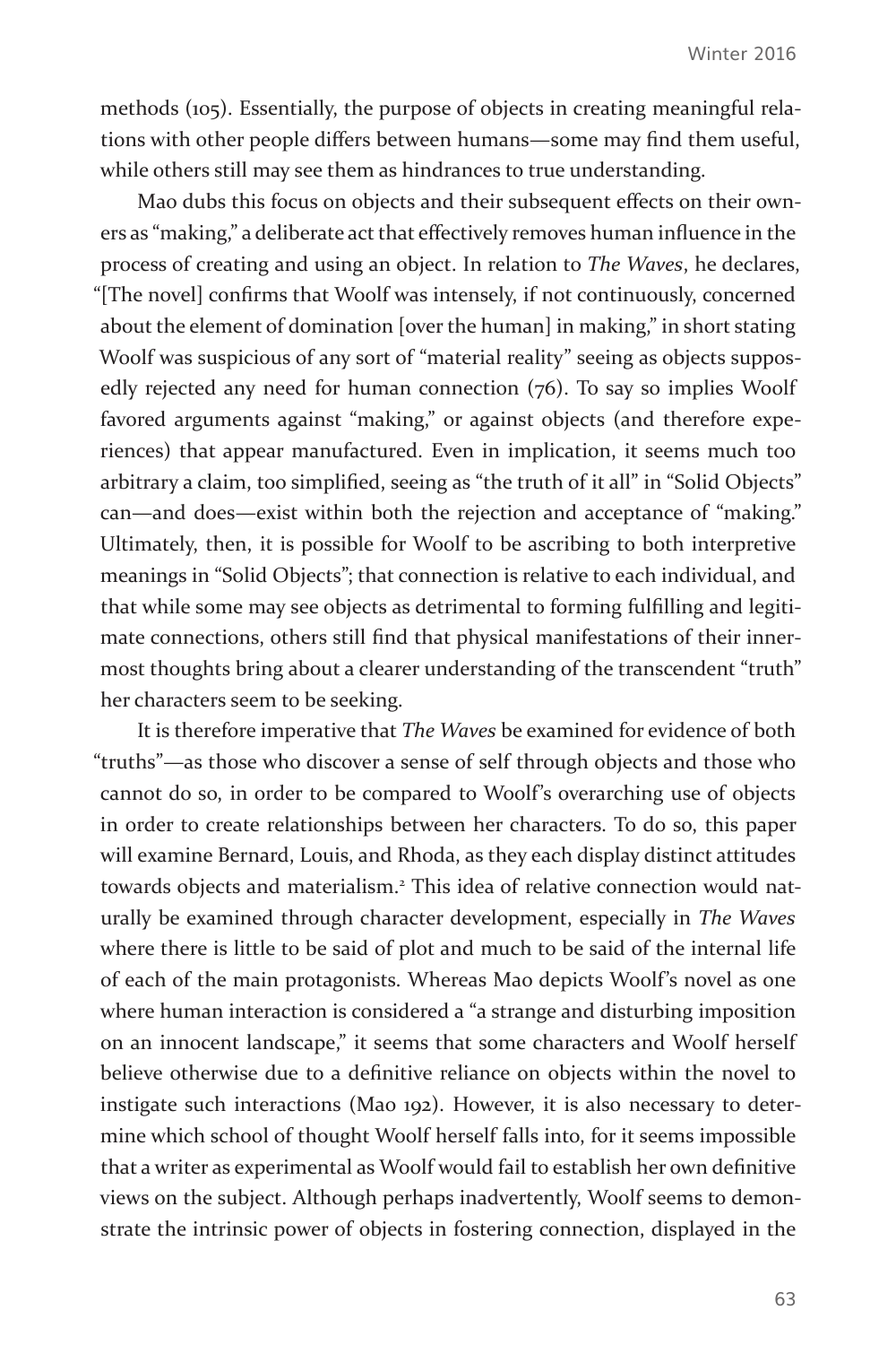methods (105). Essentially, the purpose of objects in creating meaningful relations with other people differs between humans—some may find them useful, while others still may see them as hindrances to true understanding.

Mao dubs this focus on objects and their subsequent effects on their owners as "making," a deliberate act that effectively removes human influence in the process of creating and using an object. In relation to *The Waves*, he declares, "[The novel] confirms that Woolf was intensely, if not continuously, concerned about the element of domination [over the human] in making," in short stating Woolf was suspicious of any sort of "material reality" seeing as objects supposedly rejected any need for human connection (76). To say so implies Woolf favored arguments against "making," or against objects (and therefore experiences) that appear manufactured. Even in implication, it seems much too arbitrary a claim, too simplified, seeing as "the truth of it all" in "Solid Objects" can—and does—exist within both the rejection and acceptance of "making." Ultimately, then, it is possible for Woolf to be ascribing to both interpretive meanings in "Solid Objects"; that connection is relative to each individual, and that while some may see objects as detrimental to forming fulfilling and legitimate connections, others still find that physical manifestations of their innermost thoughts bring about a clearer understanding of the transcendent "truth" her characters seem to be seeking.

It is therefore imperative that *The Waves* be examined for evidence of both "truths"—as those who discover a sense of self through objects and those who cannot do so, in order to be compared to Woolf's overarching use of objects in order to create relationships between her characters. To do so, this paper will examine Bernard, Louis, and Rhoda, as they each display distinct attitudes towards objects and materialism.[2] This idea of relative connection would naturally be examined through character development, especially in *The Waves* where there is little to be said of plot and much to be said of the internal life of each of the main protagonists. Whereas Mao depicts Woolf's novel as one where human interaction is considered a "a strange and disturbing imposition on an innocent landscape," it seems that some characters and Woolf herself believe otherwise due to a definitive reliance on objects within the novel to instigate such interactions (Mao 192). However, it is also necessary to determine which school of thought Woolf herself falls into, for it seems impossible that a writer as experimental as Woolf would fail to establish her own definitive views on the subject. Although perhaps inadvertently, Woolf seems to demonstrate the intrinsic power of objects in fostering connection, displayed in the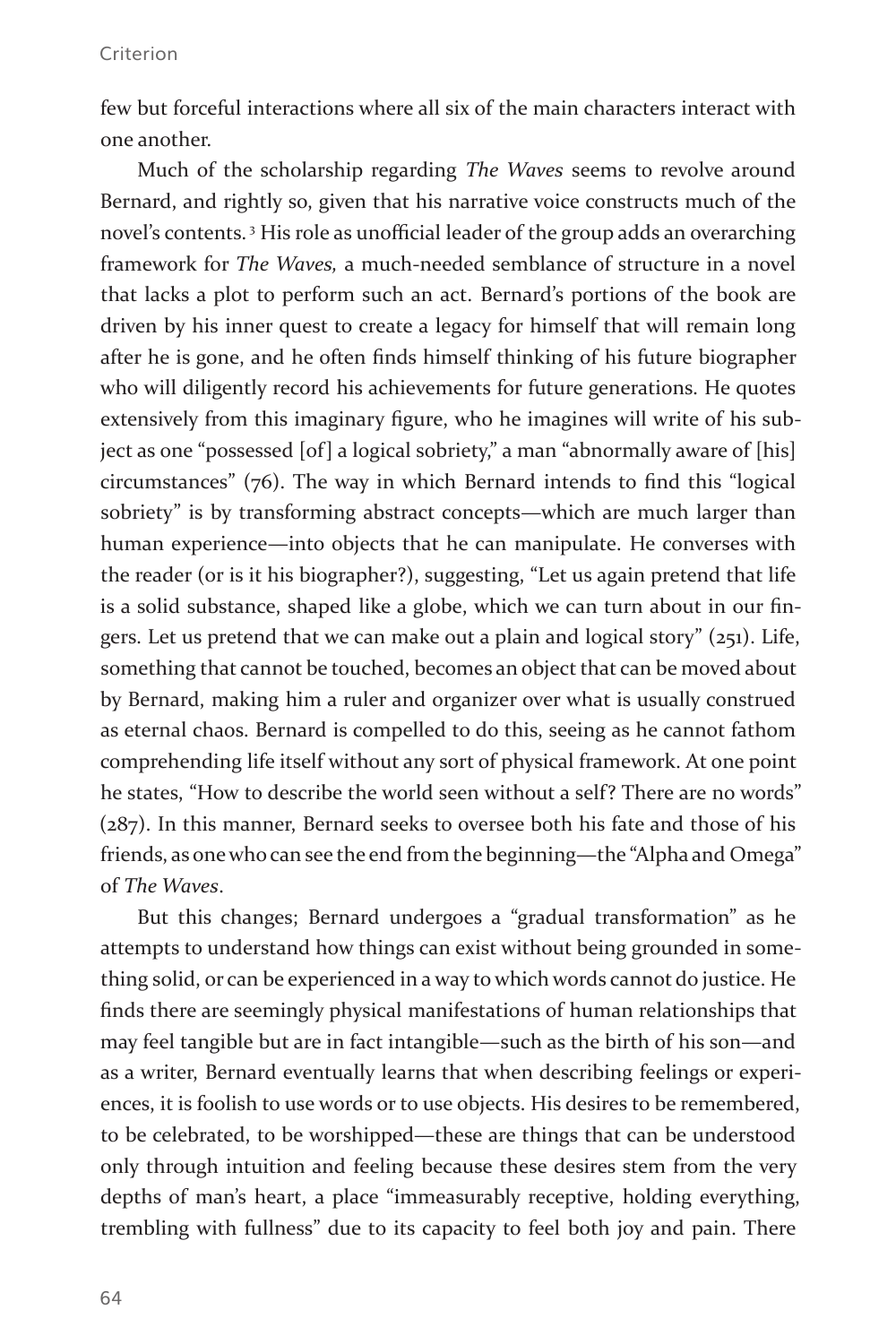few but forceful interactions where all six of the main characters interact with one another.

Much of the scholarship regarding *The Waves* seems to revolve around Bernard, and rightly so, given that his narrative voice constructs much of the novel's contents. [3] His role as unofficial leader of the group adds an overarching framework for *The Waves,* a much-needed semblance of structure in a novel that lacks a plot to perform such an act. Bernard's portions of the book are driven by his inner quest to create a legacy for himself that will remain long after he is gone, and he often finds himself thinking of his future biographer who will diligently record his achievements for future generations. He quotes extensively from this imaginary figure, who he imagines will write of his subject as one "possessed [of] a logical sobriety," a man "abnormally aware of [his] circumstances" (76). The way in which Bernard intends to find this "logical sobriety" is by transforming abstract concepts—which are much larger than human experience—into objects that he can manipulate. He converses with the reader (or is it his biographer?), suggesting, "Let us again pretend that life is a solid substance, shaped like a globe, which we can turn about in our fingers. Let us pretend that we can make out a plain and logical story" (251). Life, something that cannot be touched, becomes an object that can be moved about by Bernard, making him a ruler and organizer over what is usually construed as eternal chaos. Bernard is compelled to do this, seeing as he cannot fathom comprehending life itself without any sort of physical framework. At one point he states, "How to describe the world seen without a self? There are no words" (287). In this manner, Bernard seeks to oversee both his fate and those of his friends, as one who can see the end from the beginning—the "Alpha and Omega" of *The Waves*.

But this changes; Bernard undergoes a "gradual transformation" as he attempts to understand how things can exist without being grounded in something solid, or can be experienced in a way to which words cannot do justice. He finds there are seemingly physical manifestations of human relationships that may feel tangible but are in fact intangible—such as the birth of his son—and as a writer, Bernard eventually learns that when describing feelings or experiences, it is foolish to use words or to use objects. His desires to be remembered, to be celebrated, to be worshipped—these are things that can be understood only through intuition and feeling because these desires stem from the very depths of man's heart, a place "immeasurably receptive, holding everything, trembling with fullness" due to its capacity to feel both joy and pain. There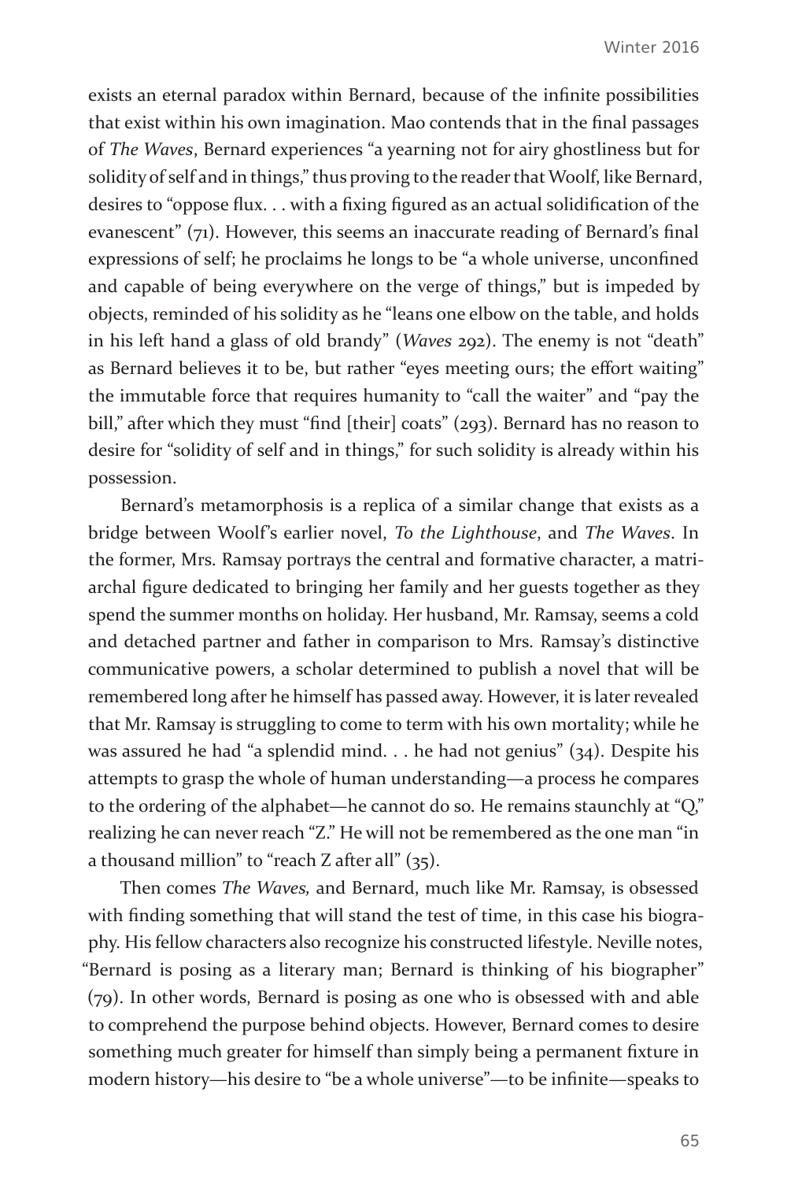exists an eternal paradox within Bernard, because of the infinite possibilities that exist within his own imagination. Mao contends that in the final passages of *The Waves*, Bernard experiences "a yearning not for airy ghostliness but for solidity of self and in things," thus proving to the reader that Woolf, like Bernard, desires to "oppose flux. . . with a fixing figured as an actual solidification of the evanescent" (71). However, this seems an inaccurate reading of Bernard's final expressions of self; he proclaims he longs to be "a whole universe, unconfined and capable of being everywhere on the verge of things," but is impeded by objects, reminded of his solidity as he "leans one elbow on the table, and holds in his left hand a glass of old brandy" (*Waves* 292). The enemy is not "death" as Bernard believes it to be, but rather "eyes meeting ours; the effort waiting" the immutable force that requires humanity to "call the waiter" and "pay the bill," after which they must "find [their] coats" (293). Bernard has no reason to desire for "solidity of self and in things," for such solidity is already within his possession.

Bernard's metamorphosis is a replica of a similar change that exists as a bridge between Woolf's earlier novel, *To the Lighthouse*, and *The Waves*. In the former, Mrs. Ramsay portrays the central and formative character, a matriarchal figure dedicated to bringing her family and her guests together as they spend the summer months on holiday. Her husband, Mr. Ramsay, seems a cold and detached partner and father in comparison to Mrs. Ramsay's distinctive communicative powers, a scholar determined to publish a novel that will be remembered long after he himself has passed away. However, it is later revealed that Mr. Ramsay is struggling to come to term with his own mortality; while he was assured he had "a splendid mind. . . he had not genius" (34). Despite his attempts to grasp the whole of human understanding—a process he compares to the ordering of the alphabet—he cannot do so. He remains staunchly at "Q," realizing he can never reach "Z." He will not be remembered as the one man "in a thousand million" to "reach Z after all" (35).

Then comes *The Waves,* and Bernard, much like Mr. Ramsay, is obsessed with finding something that will stand the test of time, in this case his biography. His fellow characters also recognize his constructed lifestyle. Neville notes, "Bernard is posing as a literary man; Bernard is thinking of his biographer" (79). In other words, Bernard is posing as one who is obsessed with and able to comprehend the purpose behind objects. However, Bernard comes to desire something much greater for himself than simply being a permanent fixture in modern history—his desire to "be a whole universe"—to be infinite—speaks to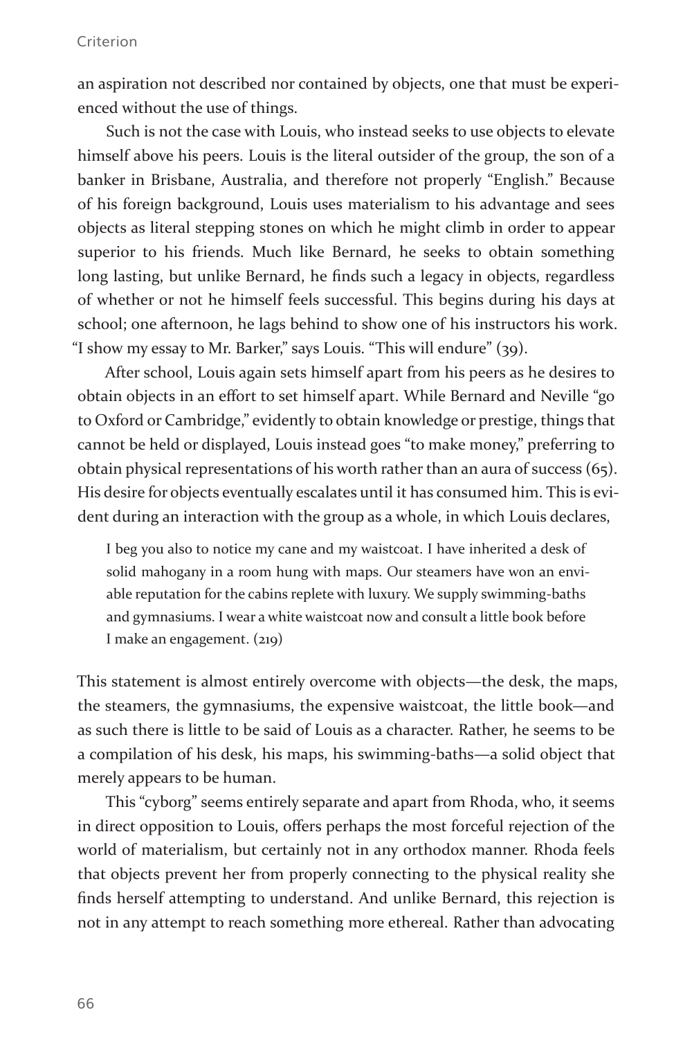an aspiration not described nor contained by objects, one that must be experienced without the use of things.

Such is not the case with Louis, who instead seeks to use objects to elevate himself above his peers. Louis is the literal outsider of the group, the son of a banker in Brisbane, Australia, and therefore not properly "English." Because of his foreign background, Louis uses materialism to his advantage and sees objects as literal stepping stones on which he might climb in order to appear superior to his friends. Much like Bernard, he seeks to obtain something long lasting, but unlike Bernard, he finds such a legacy in objects, regardless of whether or not he himself feels successful. This begins during his days at school; one afternoon, he lags behind to show one of his instructors his work. "I show my essay to Mr. Barker," says Louis. "This will endure" (39).

After school, Louis again sets himself apart from his peers as he desires to obtain objects in an effort to set himself apart. While Bernard and Neville "go to Oxford or Cambridge," evidently to obtain knowledge or prestige, things that cannot be held or displayed, Louis instead goes "to make money," preferring to obtain physical representations of his worth rather than an aura of success (65). His desire for objects eventually escalates until it has consumed him. This is evident during an interaction with the group as a whole, in which Louis declares,

> I beg you also to notice my cane and my waistcoat. I have inherited a desk of solid mahogany in a room hung with maps. Our steamers have won an enviable reputation for the cabins replete with luxury. We supply swimming-baths and gymnasiums. I wear a white waistcoat now and consult a little book before I make an engagement. (219)

This statement is almost entirely overcome with objects—the desk, the maps, the steamers, the gymnasiums, the expensive waistcoat, the little book—and as such there is little to be said of Louis as a character. Rather, he seems to be a compilation of his desk, his maps, his swimming-baths—a solid object that merely appears to be human.

This "cyborg" seems entirely separate and apart from Rhoda, who, it seems in direct opposition to Louis, offers perhaps the most forceful rejection of the world of materialism, but certainly not in any orthodox manner. Rhoda feels that objects prevent her from properly connecting to the physical reality she finds herself attempting to understand. And unlike Bernard, this rejection is not in any attempt to reach something more ethereal. Rather than advocating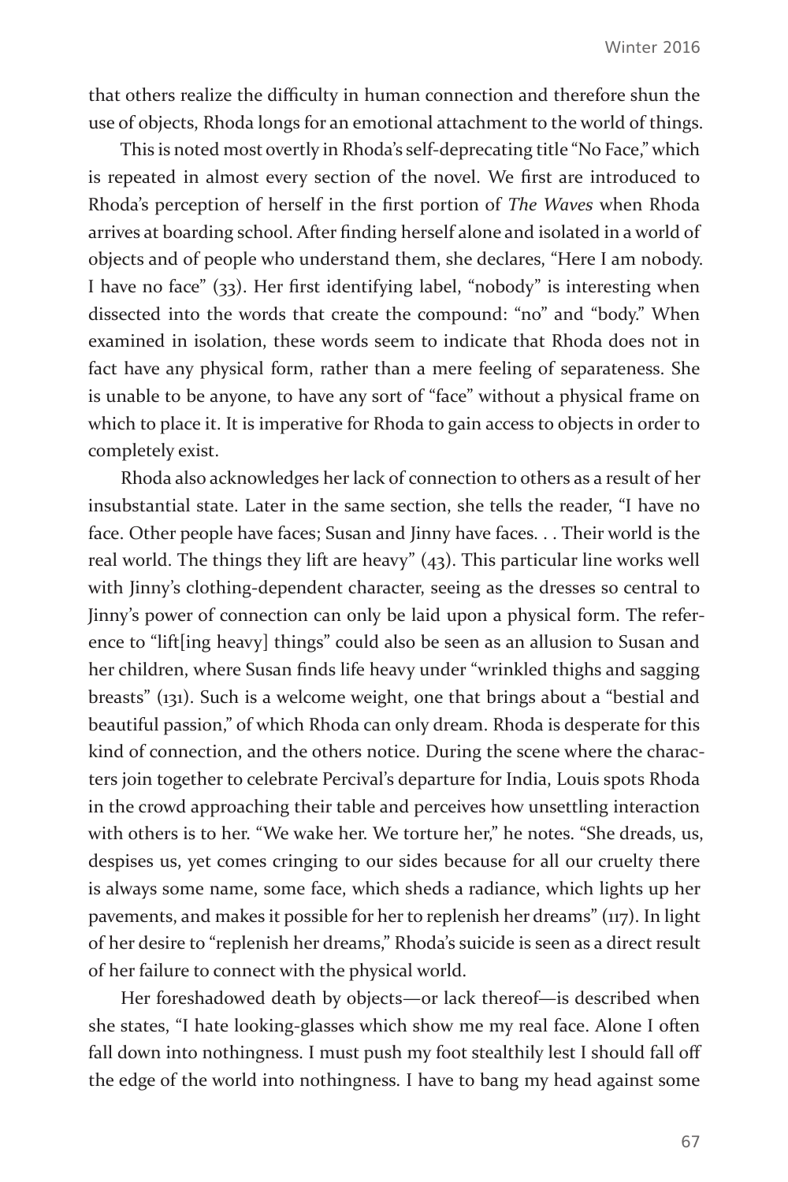that others realize the difficulty in human connection and therefore shun the use of objects, Rhoda longs for an emotional attachment to the world of things.

This is noted most overtly in Rhoda's self-deprecating title "No Face," which is repeated in almost every section of the novel. We first are introduced to Rhoda's perception of herself in the first portion of *The Waves* when Rhoda arrives at boarding school. After finding herself alone and isolated in a world of objects and of people who understand them, she declares, "Here I am nobody. I have no face" (33). Her first identifying label, "nobody" is interesting when dissected into the words that create the compound: "no" and "body." When examined in isolation, these words seem to indicate that Rhoda does not in fact have any physical form, rather than a mere feeling of separateness. She is unable to be anyone, to have any sort of "face" without a physical frame on which to place it. It is imperative for Rhoda to gain access to objects in order to completely exist.

Rhoda also acknowledges her lack of connection to others as a result of her insubstantial state. Later in the same section, she tells the reader, "I have no face. Other people have faces; Susan and Jinny have faces. . . Their world is the real world. The things they lift are heavy" (43). This particular line works well with Jinny's clothing-dependent character, seeing as the dresses so central to Jinny's power of connection can only be laid upon a physical form. The reference to "lift[ing heavy] things" could also be seen as an allusion to Susan and her children, where Susan finds life heavy under "wrinkled thighs and sagging breasts" (131). Such is a welcome weight, one that brings about a "bestial and beautiful passion," of which Rhoda can only dream. Rhoda is desperate for this kind of connection, and the others notice. During the scene where the characters join together to celebrate Percival's departure for India, Louis spots Rhoda in the crowd approaching their table and perceives how unsettling interaction with others is to her. "We wake her. We torture her," he notes. "She dreads, us, despises us, yet comes cringing to our sides because for all our cruelty there is always some name, some face, which sheds a radiance, which lights up her pavements, and makes it possible for her to replenish her dreams" (117). In light of her desire to "replenish her dreams," Rhoda's suicide is seen as a direct result of her failure to connect with the physical world.

Her foreshadowed death by objects—or lack thereof—is described when she states, "I hate looking-glasses which show me my real face. Alone I often fall down into nothingness. I must push my foot stealthily lest I should fall off the edge of the world into nothingness. I have to bang my head against some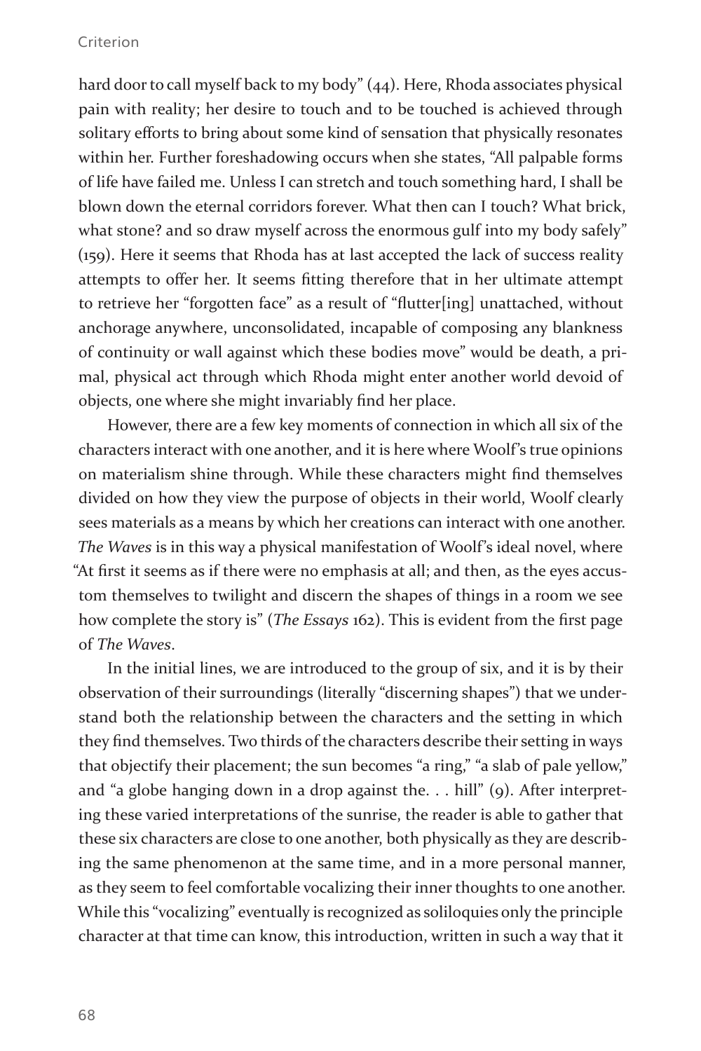hard door to call myself back to my body" (44). Here, Rhoda associates physical pain with reality; her desire to touch and to be touched is achieved through solitary efforts to bring about some kind of sensation that physically resonates within her. Further foreshadowing occurs when she states, "All palpable forms of life have failed me. Unless I can stretch and touch something hard, I shall be blown down the eternal corridors forever. What then can I touch? What brick, what stone? and so draw myself across the enormous gulf into my body safely" (159). Here it seems that Rhoda has at last accepted the lack of success reality attempts to offer her. It seems fitting therefore that in her ultimate attempt to retrieve her "forgotten face" as a result of "flutter[ing] unattached, without anchorage anywhere, unconsolidated, incapable of composing any blankness of continuity or wall against which these bodies move" would be death, a primal, physical act through which Rhoda might enter another world devoid of objects, one where she might invariably find her place.

However, there are a few key moments of connection in which all six of the characters interact with one another, and it is here where Woolf's true opinions on materialism shine through. While these characters might find themselves divided on how they view the purpose of objects in their world, Woolf clearly sees materials as a means by which her creations can interact with one another. *The Waves* is in this way a physical manifestation of Woolf's ideal novel, where "At first it seems as if there were no emphasis at all; and then, as the eyes accustom themselves to twilight and discern the shapes of things in a room we see how complete the story is" (*The Essays* 162). This is evident from the first page of *The Waves*.

In the initial lines, we are introduced to the group of six, and it is by their observation of their surroundings (literally "discerning shapes") that we understand both the relationship between the characters and the setting in which they find themselves. Two thirds of the characters describe their setting in ways that objectify their placement; the sun becomes "a ring," "a slab of pale yellow," and "a globe hanging down in a drop against the. . . hill" (9). After interpreting these varied interpretations of the sunrise, the reader is able to gather that these six characters are close to one another, both physically as they are describing the same phenomenon at the same time, and in a more personal manner, as they seem to feel comfortable vocalizing their inner thoughts to one another. While this "vocalizing" eventually is recognized as soliloquies only the principle character at that time can know, this introduction, written in such a way that it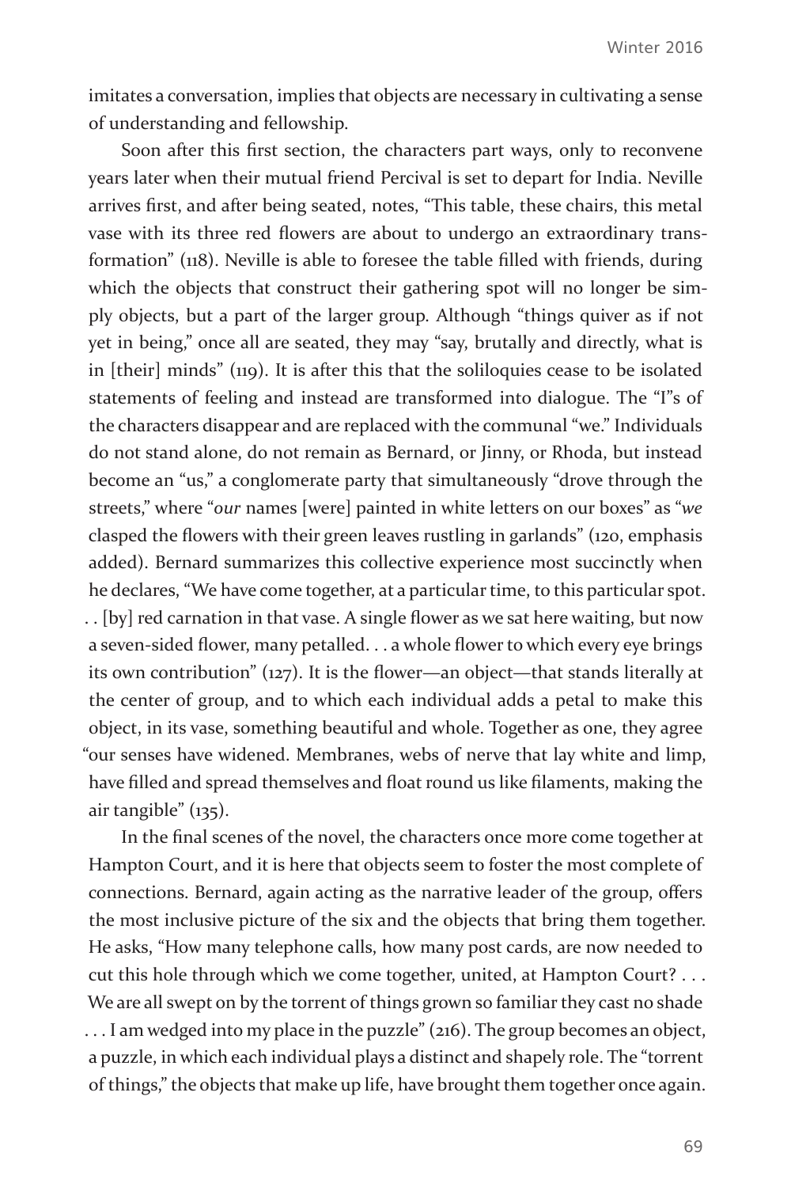imitates a conversation, implies that objects are necessary in cultivating a sense of understanding and fellowship.

Soon after this first section, the characters part ways, only to reconvene years later when their mutual friend Percival is set to depart for India. Neville arrives first, and after being seated, notes, "This table, these chairs, this metal vase with its three red flowers are about to undergo an extraordinary transformation" (118). Neville is able to foresee the table filled with friends, during which the objects that construct their gathering spot will no longer be simply objects, but a part of the larger group. Although "things quiver as if not yet in being," once all are seated, they may "say, brutally and directly, what is in [their] minds" (119). It is after this that the soliloquies cease to be isolated statements of feeling and instead are transformed into dialogue. The "I"s of the characters disappear and are replaced with the communal "we." Individuals do not stand alone, do not remain as Bernard, or Jinny, or Rhoda, but instead become an "us," a conglomerate party that simultaneously "drove through the streets," where "*our* names [were] painted in white letters on our boxes" as "*we* clasped the flowers with their green leaves rustling in garlands" (120, emphasis added). Bernard summarizes this collective experience most succinctly when he declares, "We have come together, at a particular time, to this particular spot. . . [by] red carnation in that vase. A single flower as we sat here waiting, but now a seven-sided flower, many petalled. . . a whole flower to which every eye brings its own contribution" (127). It is the flower—an object—that stands literally at the center of group, and to which each individual adds a petal to make this object, in its vase, something beautiful and whole. Together as one, they agree "our senses have widened. Membranes, webs of nerve that lay white and limp, have filled and spread themselves and float round us like filaments, making the air tangible" (135).

In the final scenes of the novel, the characters once more come together at Hampton Court, and it is here that objects seem to foster the most complete of connections. Bernard, again acting as the narrative leader of the group, offers the most inclusive picture of the six and the objects that bring them together. He asks, "How many telephone calls, how many post cards, are now needed to cut this hole through which we come together, united, at Hampton Court? . . . We are all swept on by the torrent of things grown so familiar they cast no shade . . . I am wedged into my place in the puzzle" (216). The group becomes an object, a puzzle, in which each individual plays a distinct and shapely role. The "torrent of things," the objects that make up life, have brought them together once again.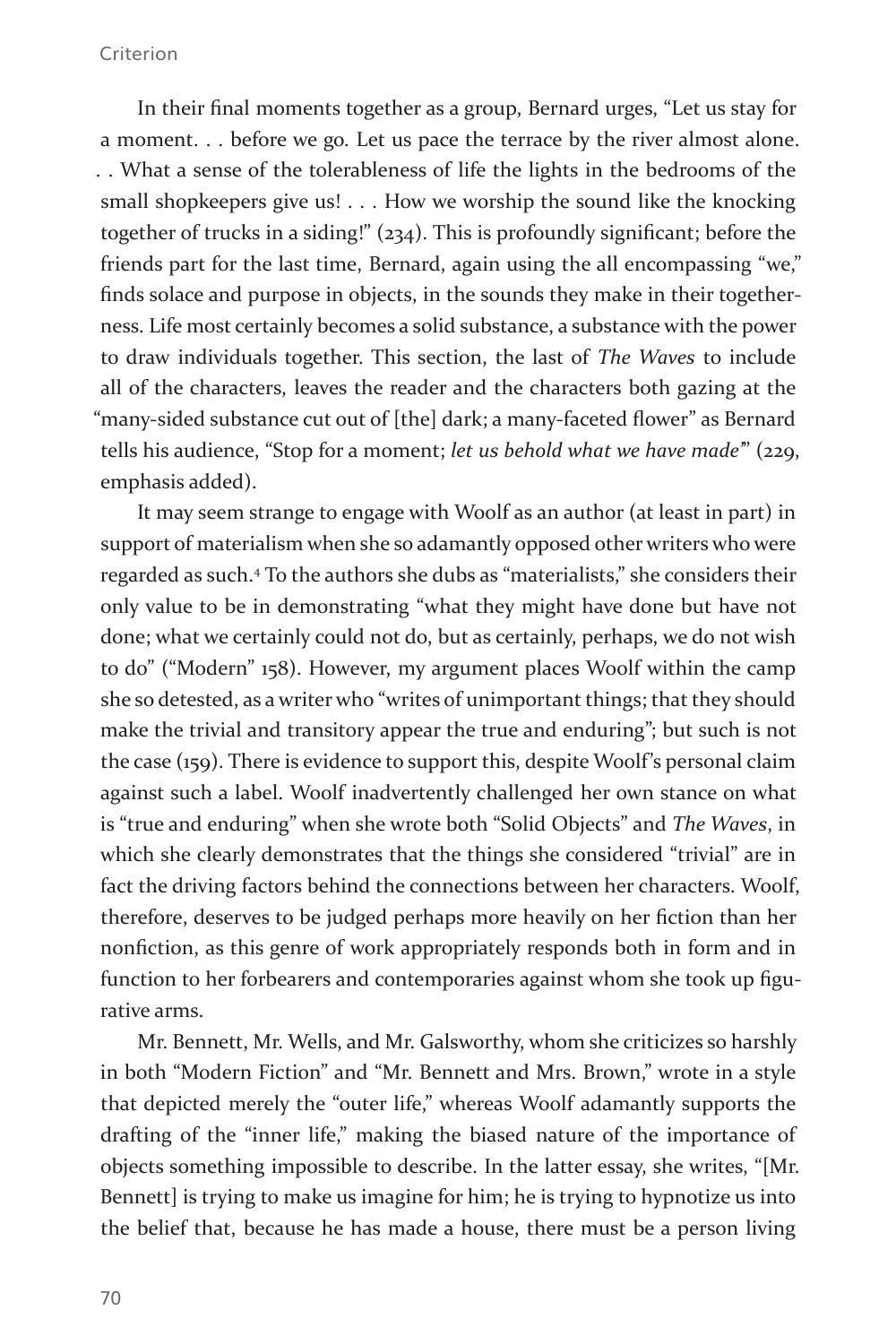In their final moments together as a group, Bernard urges, "Let us stay for a moment. . . before we go. Let us pace the terrace by the river almost alone. . . What a sense of the tolerableness of life the lights in the bedrooms of the small shopkeepers give us! . . . How we worship the sound like the knocking together of trucks in a siding!" (234). This is profoundly significant; before the friends part for the last time, Bernard, again using the all encompassing "we," finds solace and purpose in objects, in the sounds they make in their togetherness. Life most certainly becomes a solid substance, a substance with the power to draw individuals together. This section, the last of *The Waves* to include all of the characters, leaves the reader and the characters both gazing at the "many-sided substance cut out of [the] dark; a many-faceted flower" as Bernard tells his audience, "Stop for a moment; *let us behold what we have made*" (229, emphasis added).

It may seem strange to engage with Woolf as an author (at least in part) in support of materialism when she so adamantly opposed other writers who were regarded as such.[4] To the authors she dubs as "materialists," she considers their only value to be in demonstrating "what they might have done but have not done; what we certainly could not do, but as certainly, perhaps, we do not wish to do" ("Modern" 158). However, my argument places Woolf within the camp she so detested, as a writer who "writes of unimportant things; that they should make the trivial and transitory appear the true and enduring"; but such is not the case (159). There is evidence to support this, despite Woolf's personal claim against such a label. Woolf inadvertently challenged her own stance on what is "true and enduring" when she wrote both "Solid Objects" and *The Waves*, in which she clearly demonstrates that the things she considered "trivial" are in fact the driving factors behind the connections between her characters. Woolf, therefore, deserves to be judged perhaps more heavily on her fiction than her nonfiction, as this genre of work appropriately responds both in form and in function to her forbearers and contemporaries against whom she took up figurative arms.

Mr. Bennett, Mr. Wells, and Mr. Galsworthy, whom she criticizes so harshly in both "Modern Fiction" and "Mr. Bennett and Mrs. Brown," wrote in a style that depicted merely the "outer life," whereas Woolf adamantly supports the drafting of the "inner life," making the biased nature of the importance of objects something impossible to describe. In the latter essay, she writes, "[Mr. Bennett] is trying to make us imagine for him; he is trying to hypnotize us into the belief that, because he has made a house, there must be a person living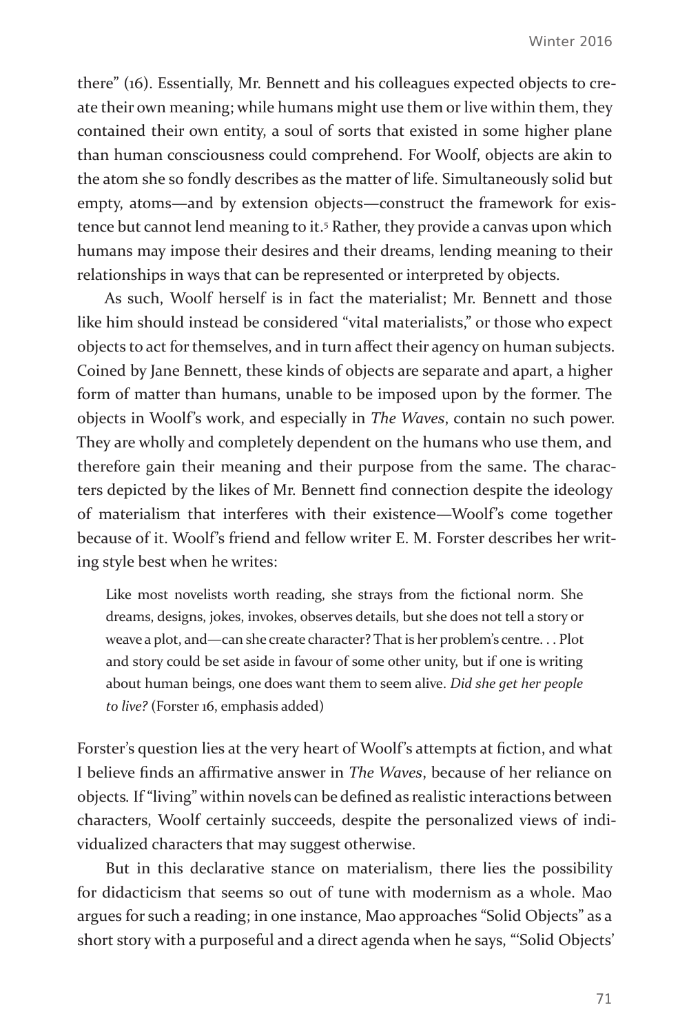there" (16). Essentially, Mr. Bennett and his colleagues expected objects to create their own meaning; while humans might use them or live within them, they contained their own entity, a soul of sorts that existed in some higher plane than human consciousness could comprehend. For Woolf, objects are akin to the atom she so fondly describes as the matter of life. Simultaneously solid but empty, atoms—and by extension objects—construct the framework for existence but cannot lend meaning to it.[5] Rather, they provide a canvas upon which humans may impose their desires and their dreams, lending meaning to their relationships in ways that can be represented or interpreted by objects.

As such, Woolf herself is in fact the materialist; Mr. Bennett and those like him should instead be considered "vital materialists," or those who expect objects to act for themselves, and in turn affect their agency on human subjects. Coined by Jane Bennett, these kinds of objects are separate and apart, a higher form of matter than humans, unable to be imposed upon by the former. The objects in Woolf's work, and especially in *The Waves*, contain no such power. They are wholly and completely dependent on the humans who use them, and therefore gain their meaning and their purpose from the same. The characters depicted by the likes of Mr. Bennett find connection despite the ideology of materialism that interferes with their existence—Woolf's come together because of it. Woolf's friend and fellow writer E. M. Forster describes her writing style best when he writes:

> Like most novelists worth reading, she strays from the fictional norm. She dreams, designs, jokes, invokes, observes details, but she does not tell a story or weave a plot, and—can she create character? That is her problem's centre. . . Plot and story could be set aside in favour of some other unity, but if one is writing about human beings, one does want them to seem alive. *Did she get her people to live?* (Forster 16, emphasis added)

Forster's question lies at the very heart of Woolf's attempts at fiction, and what I believe finds an affirmative answer in *The Waves*, because of her reliance on objects. If "living" within novels can be defined as realistic interactions between characters, Woolf certainly succeeds, despite the personalized views of individualized characters that may suggest otherwise.

But in this declarative stance on materialism, there lies the possibility for didacticism that seems so out of tune with modernism as a whole. Mao argues for such a reading; in one instance, Mao approaches "Solid Objects" as a short story with a purposeful and a direct agenda when he says, "'Solid Objects'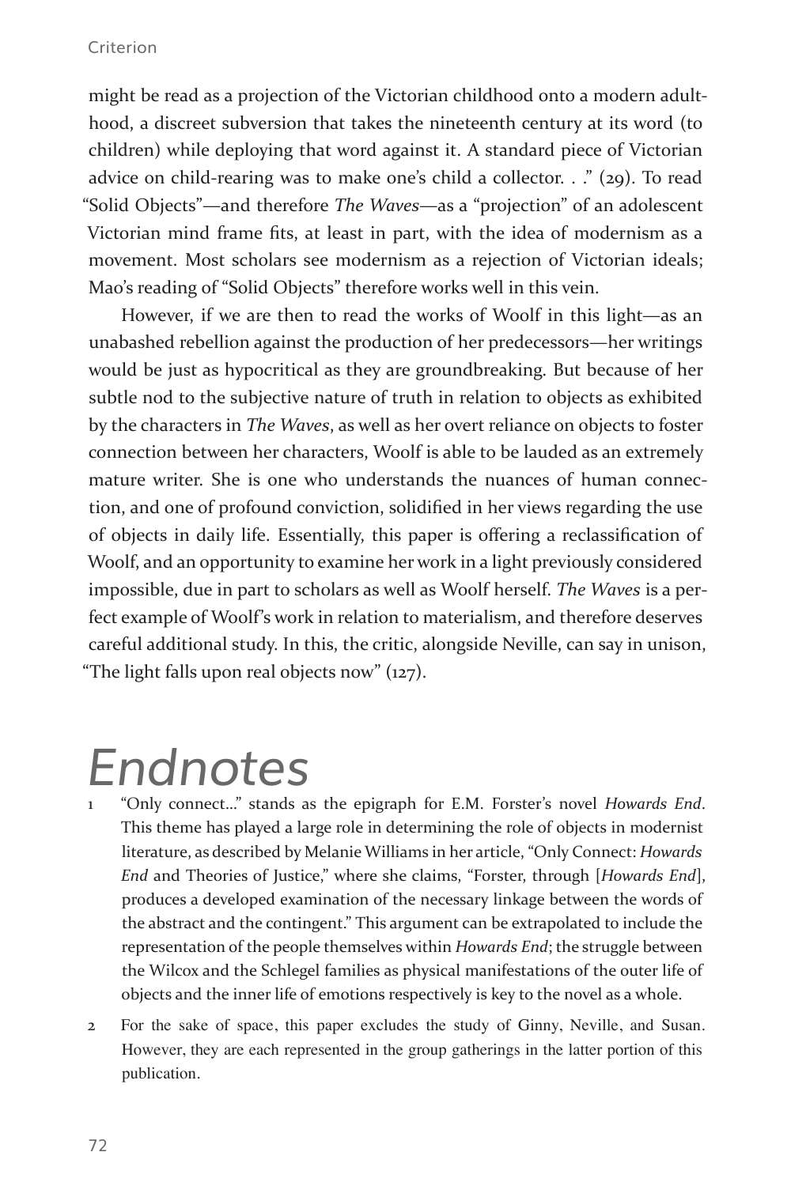might be read as a projection of the Victorian childhood onto a modern adulthood, a discreet subversion that takes the nineteenth century at its word (to children) while deploying that word against it. A standard piece of Victorian advice on child-rearing was to make one's child a collector. . ." (29). To read "Solid Objects"—and therefore *The Waves*—as a "projection" of an adolescent Victorian mind frame fits, at least in part, with the idea of modernism as a movement. Most scholars see modernism as a rejection of Victorian ideals; Mao's reading of "Solid Objects" therefore works well in this vein.

However, if we are then to read the works of Woolf in this light—as an unabashed rebellion against the production of her predecessors—her writings would be just as hypocritical as they are groundbreaking. But because of her subtle nod to the subjective nature of truth in relation to objects as exhibited by the characters in *The Waves*, as well as her overt reliance on objects to foster connection between her characters, Woolf is able to be lauded as an extremely mature writer. She is one who understands the nuances of human connection, and one of profound conviction, solidified in her views regarding the use of objects in daily life. Essentially, this paper is offering a reclassification of Woolf, and an opportunity to examine her work in a light previously considered impossible, due in part to scholars as well as Woolf herself. *The Waves* is a perfect example of Woolf's work in relation to materialism, and therefore deserves careful additional study. In this, the critic, alongside Neville, can say in unison, "The light falls upon real objects now" (127).

# Endnotes

1. "Only connect..." stands as the epigraph for E.M. Forster's novel *Howards End*. This theme has played a large role in determining the role of objects in modernist literature, as described by Melanie Williams in her article, "Only Connect: *Howards End* and Theories of Justice," where she claims, "Forster, through [*Howards End*], produces a developed examination of the necessary linkage between the words of the abstract and the contingent." This argument can be extrapolated to include the representation of the people themselves within *Howards End*; the struggle between the Wilcox and the Schlegel families as physical manifestations of the outer life of objects and the inner life of emotions respectively is key to the novel as a whole.

2. For the sake of space, this paper excludes the study of Ginny, Neville, and Susan. However, they are each represented in the group gatherings in the latter portion of this publication.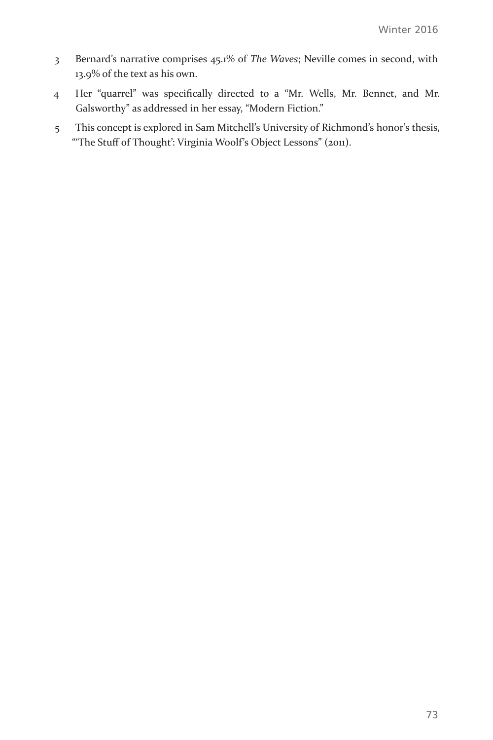3 Bernard's narrative comprises 45.1% of *The Waves*; Neville comes in second, with 13.9% of the text as his own.

4 Her "quarrel" was specifically directed to a "Mr. Wells, Mr. Bennet, and Mr. Galsworthy" as addressed in her essay, "Modern Fiction."

5 This concept is explored in Sam Mitchell's University of Richmond's honor's thesis, "'The Stuff of Thought': Virginia Woolf's Object Lessons" (2011).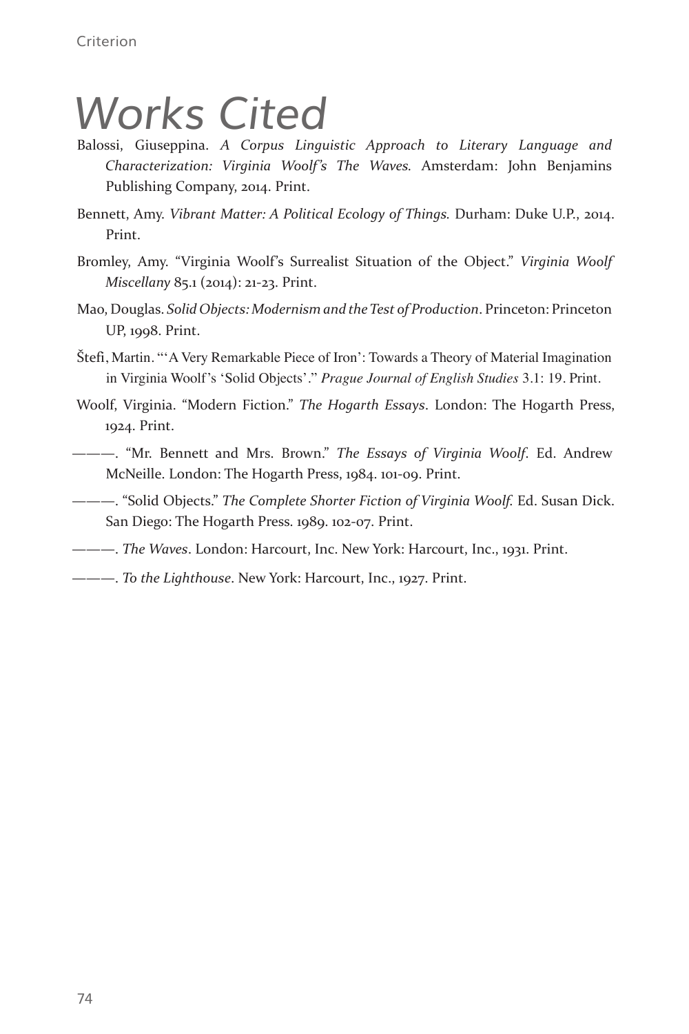# Works Cited

Balossi, Giuseppina. *A Corpus Linguistic Approach to Literary Language and Characterization: Virginia Woolf's The Waves.* Amsterdam: John Benjamins Publishing Company, 2014. Print.

Bennett, Amy. *Vibrant Matter: A Political Ecology of Things.* Durham: Duke U.P., 2014. Print.

Bromley, Amy. "Virginia Woolf's Surrealist Situation of the Object." *Virginia Woolf Miscellany* 85.1 (2014): 21-23. Print.

Mao, Douglas. *Solid Objects: Modernism and the Test of Production*. Princeton: Princeton UP, 1998. Print.

Štefi, Martin. "'A Very Remarkable Piece of Iron': Towards a Theory of Material Imagination in Virginia Woolf's 'Solid Objects'." *Prague Journal of English Studies* 3.1: 19. Print.

Woolf, Virginia. "Modern Fiction." *The Hogarth Essays*. London: The Hogarth Press, 1924. Print.

———. "Mr. Bennett and Mrs. Brown." *The Essays of Virginia Woolf*. Ed. Andrew McNeille. London: The Hogarth Press, 1984. 101-09. Print.

———. "Solid Objects." *The Complete Shorter Fiction of Virginia Woolf.* Ed. Susan Dick. San Diego: The Hogarth Press. 1989. 102-07. Print.

———. *The Waves*. London: Harcourt, Inc. New York: Harcourt, Inc., 1931. Print.

———. *To the Lighthouse*. New York: Harcourt, Inc., 1927. Print.